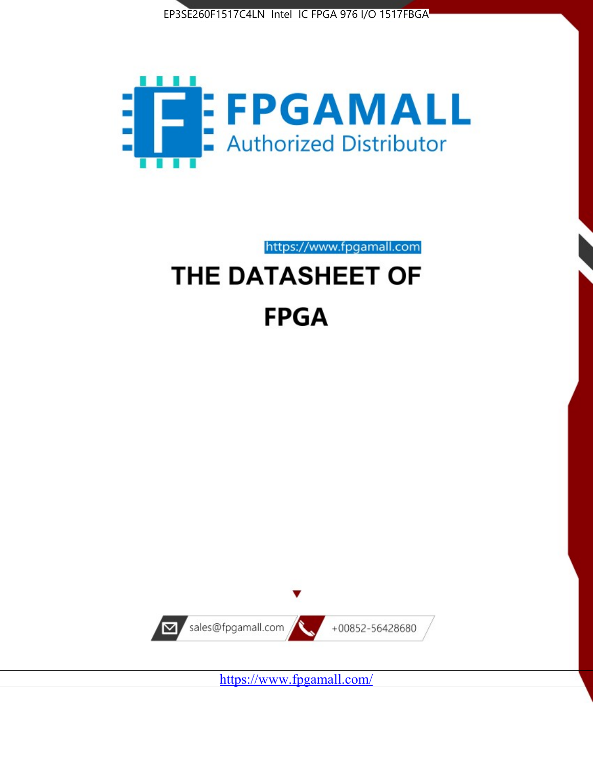EP3SE260F1517C4LN Intel IC FPGA 976 I/O 1517FBGA

FPGAMALL

Authorized Distributor

https://www.fpgamall.com

# THE DATASHEET OF

# FPGA

sales@fpgamall.com

+00852-56428680

https://www.fpgamall.com/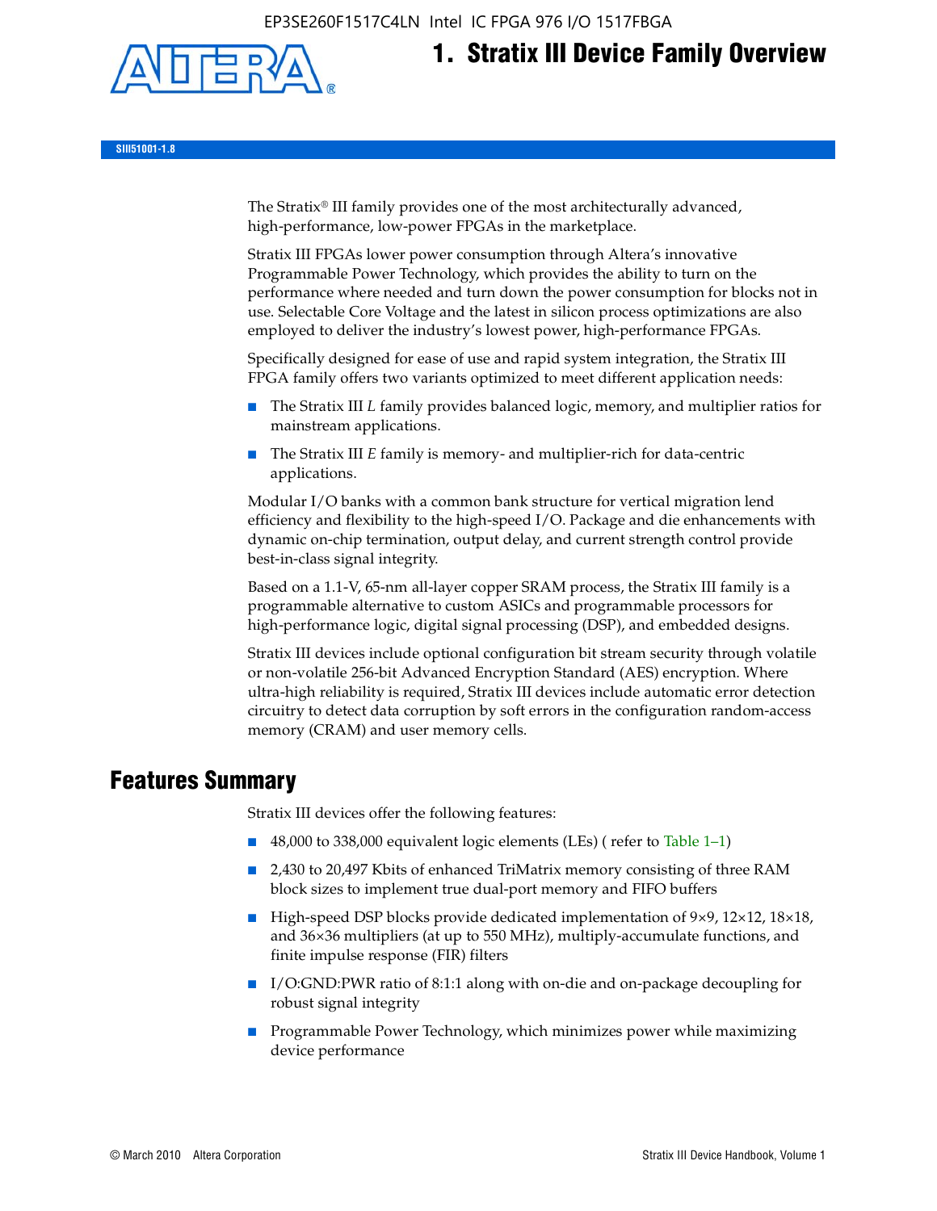# 1. Stratix III Device Family Overview

SIII51001-1.8

The Stratix® III family provides one of the most architecturally advanced, high-performance, low-power FPGAs in the marketplace.

Stratix III FPGAs lower power consumption through Altera's innovative Programmable Power Technology, which provides the ability to turn on the performance where needed and turn down the power consumption for blocks not in use. Selectable Core Voltage and the latest in silicon process optimizations are also employed to deliver the industry's lowest power, high-performance FPGAs.

Specifically designed for ease of use and rapid system integration, the Stratix III FPGA family offers two variants optimized to meet different application needs:

- The Stratix III *L* family provides balanced logic, memory, and multiplier ratios for mainstream applications.
- The Stratix III *E* family is memory- and multiplier-rich for data-centric applications.

Modular I/O banks with a common bank structure for vertical migration lend efficiency and flexibility to the high-speed I/O. Package and die enhancements with dynamic on-chip termination, output delay, and current strength control provide best-in-class signal integrity.

Based on a 1.1-V, 65-nm all-layer copper SRAM process, the Stratix III family is a programmable alternative to custom ASICs and programmable processors for high-performance logic, digital signal processing (DSP), and embedded designs.

Stratix III devices include optional configuration bit stream security through volatile or non-volatile 256-bit Advanced Encryption Standard (AES) encryption. Where ultra-high reliability is required, Stratix III devices include automatic error detection circuitry to detect data corruption by soft errors in the configuration random-access memory (CRAM) and user memory cells.

## Features Summary

Stratix III devices offer the following features:

- 48,000 to 338,000 equivalent logic elements (LEs) ( refer to Table 1–1)
- 2,430 to 20,497 Kbits of enhanced TriMatrix memory consisting of three RAM block sizes to implement true dual-port memory and FIFO buffers
- High-speed DSP blocks provide dedicated implementation of 9×9, 12×12, 18×18, and 36×36 multipliers (at up to 550 MHz), multiply-accumulate functions, and finite impulse response (FIR) filters
- I/O:GND:PWR ratio of 8:1:1 along with on-die and on-package decoupling for robust signal integrity
- Programmable Power Technology, which minimizes power while maximizing device performance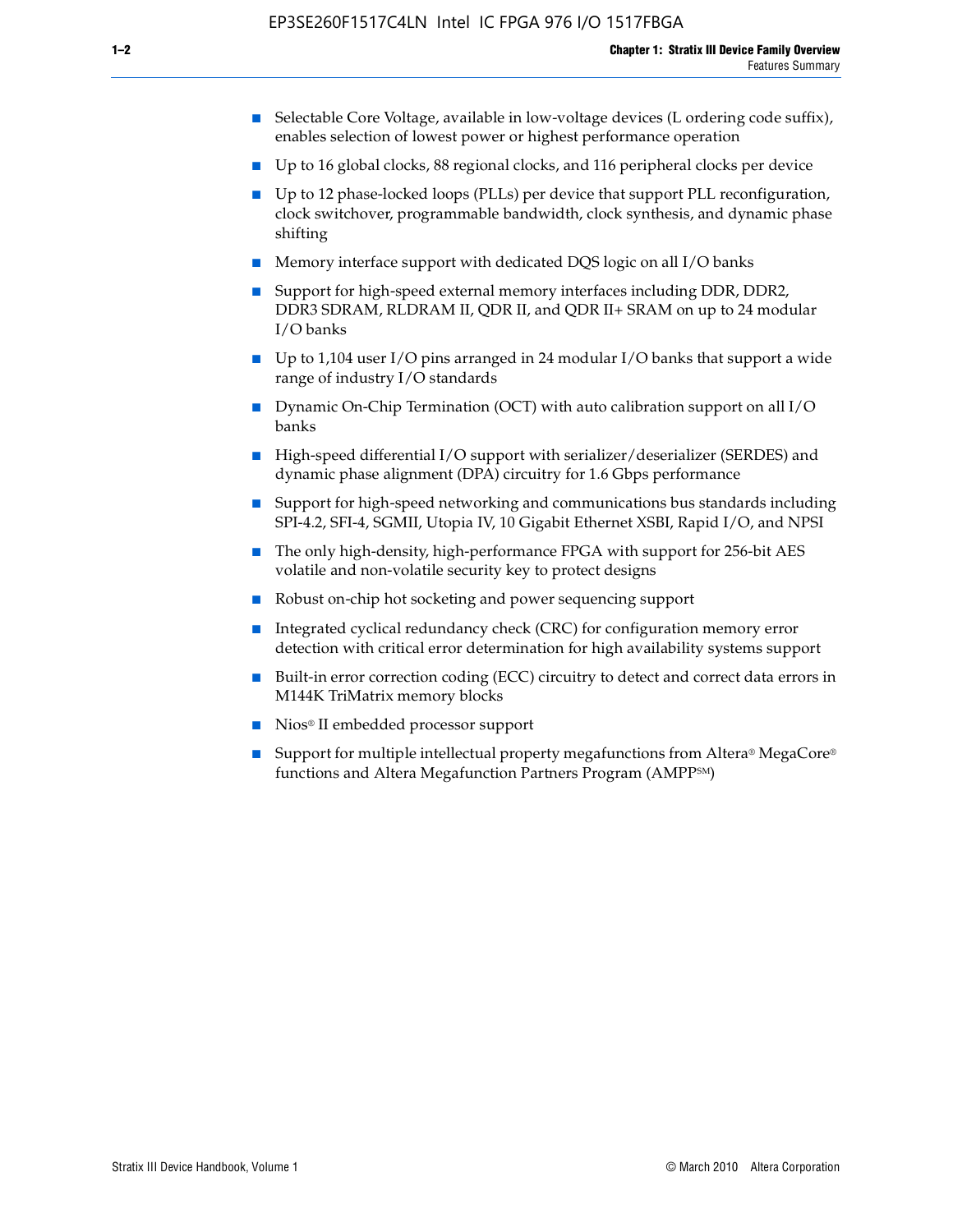- Selectable Core Voltage, available in low-voltage devices (L ordering code suffix), enables selection of lowest power or highest performance operation
- Up to 16 global clocks, 88 regional clocks, and 116 peripheral clocks per device
- Up to 12 phase-locked loops (PLLs) per device that support PLL reconfiguration, clock switchover, programmable bandwidth, clock synthesis, and dynamic phase shifting
- Memory interface support with dedicated DQS logic on all I/O banks
- Support for high-speed external memory interfaces including DDR, DDR2, DDR3 SDRAM, RLDRAM II, QDR II, and QDR II+ SRAM on up to 24 modular I/O banks
- Up to 1,104 user I/O pins arranged in 24 modular I/O banks that support a wide range of industry I/O standards
- Dynamic On-Chip Termination (OCT) with auto calibration support on all I/O banks
- High-speed differential I/O support with serializer/deserializer (SERDES) and dynamic phase alignment (DPA) circuitry for 1.6 Gbps performance
- Support for high-speed networking and communications bus standards including SPI-4.2, SFI-4, SGMII, Utopia IV, 10 Gigabit Ethernet XSBI, Rapid I/O, and NPSI
- The only high-density, high-performance FPGA with support for 256-bit AES volatile and non-volatile security key to protect designs
- Robust on-chip hot socketing and power sequencing support
- Integrated cyclical redundancy check (CRC) for configuration memory error detection with critical error determination for high availability systems support
- Built-in error correction coding (ECC) circuitry to detect and correct data errors in M144K TriMatrix memory blocks
- Nios® II embedded processor support
- Support for multiple intellectual property megafunctions from Altera® MegaCore® functions and Altera Megafunction Partners Program (AMPP℠)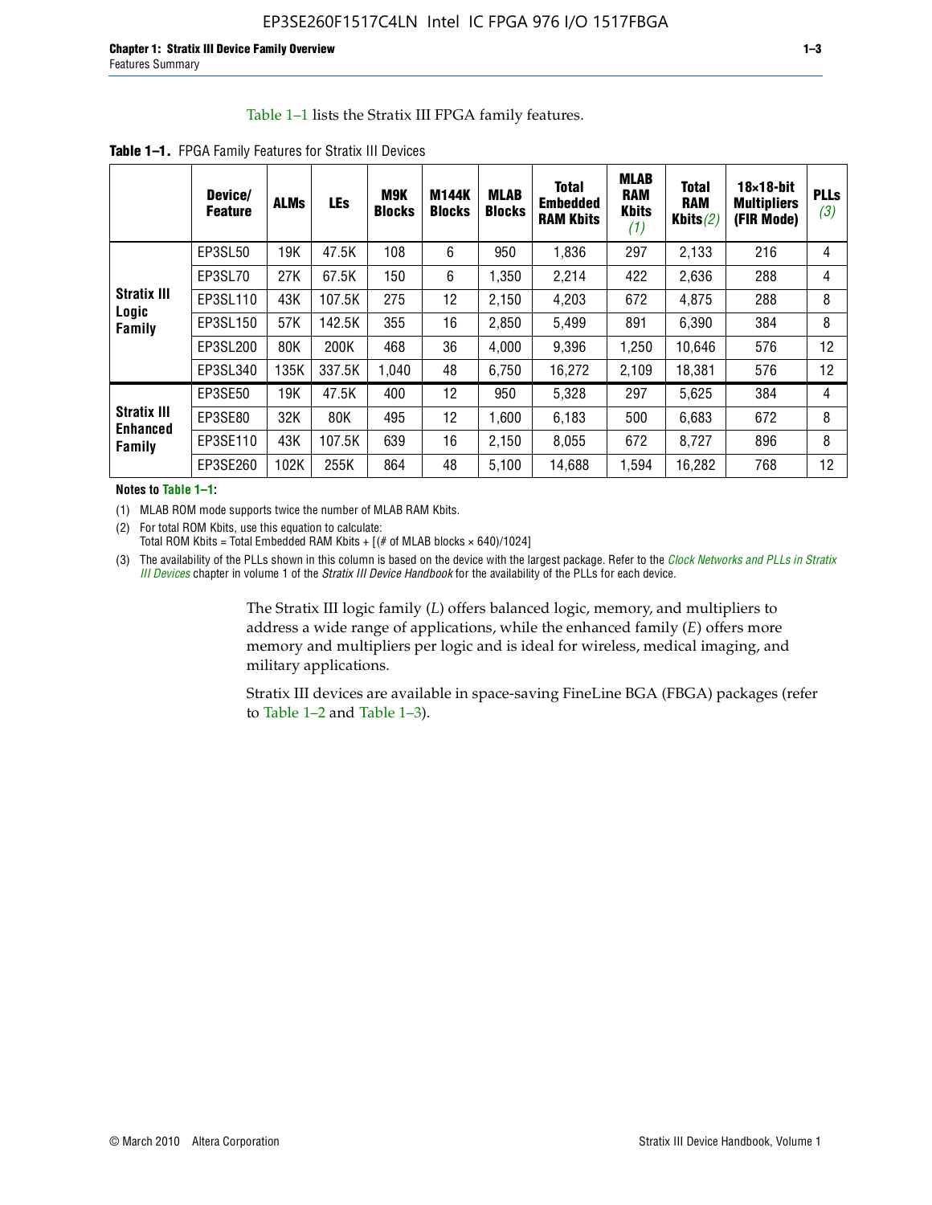Table 1–1 lists the Stratix III FPGA family features.

**Table 1–1.** FPGA Family Features for Stratix III Devices

| | Device/ Feature | ALMs | LEs | M9K Blocks | M144K Blocks | MLAB Blocks | Total Embedded RAM Kbits | MLAB RAM Kbits *(1)* | Total RAM Kbits *(2)* | 18×18-bit Multipliers (FIR Mode) | PLLs *(3)* |
|---|---|---|---|---|---|---|---|---|---|---|---|
| **Stratix III Logic Family** | EP3SL50 | 19K | 47.5K | 108 | 6 | 950 | 1,836 | 297 | 2,133 | 216 | 4 |
| | EP3SL70 | 27K | 67.5K | 150 | 6 | 1,350 | 2,214 | 422 | 2,636 | 288 | 4 |
| | EP3SL110 | 43K | 107.5K | 275 | 12 | 2,150 | 4,203 | 672 | 4,875 | 288 | 8 |
| | EP3SL150 | 57K | 142.5K | 355 | 16 | 2,850 | 5,499 | 891 | 6,390 | 384 | 8 |
| | EP3SL200 | 80K | 200K | 468 | 36 | 4,000 | 9,396 | 1,250 | 10,646 | 576 | 12 |
| | EP3SL340 | 135K | 337.5K | 1,040 | 48 | 6,750 | 16,272 | 2,109 | 18,381 | 576 | 12 |
| **Stratix III Enhanced Family** | EP3SE50 | 19K | 47.5K | 400 | 12 | 950 | 5,328 | 297 | 5,625 | 384 | 4 |
| | EP3SE80 | 32K | 80K | 495 | 12 | 1,600 | 6,183 | 500 | 6,683 | 672 | 8 |
| | EP3SE110 | 43K | 107.5K | 639 | 16 | 2,150 | 8,055 | 672 | 8,727 | 896 | 8 |
| | EP3SE260 | 102K | 255K | 864 | 48 | 5,100 | 14,688 | 1,594 | 16,282 | 768 | 12 |

**Notes to Table 1–1:**

(1) MLAB ROM mode supports twice the number of MLAB RAM Kbits.

(2) For total ROM Kbits, use this equation to calculate:
Total ROM Kbits = Total Embedded RAM Kbits + [(# of MLAB blocks × 640)/1024]

(3) The availability of the PLLs shown in this column is based on the device with the largest package. Refer to the *Clock Networks and PLLs in Stratix III Devices* chapter in volume 1 of the *Stratix III Device Handbook* for the availability of the PLLs for each device.

The Stratix III logic family (*L*) offers balanced logic, memory, and multipliers to address a wide range of applications, while the enhanced family (*E*) offers more memory and multipliers per logic and is ideal for wireless, medical imaging, and military applications.

Stratix III devices are available in space-saving FineLine BGA (FBGA) packages (refer to Table 1–2 and Table 1–3).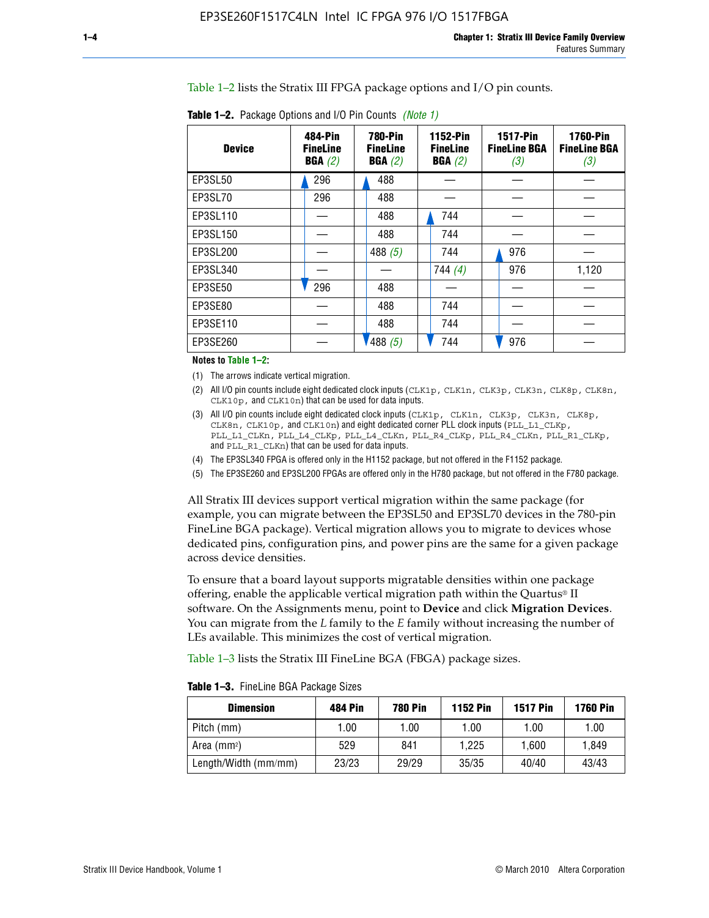Table 1–2 lists the Stratix III FPGA package options and I/O pin counts.

**Table 1–2.** Package Options and I/O Pin Counts *(Note 1)*

| Device | 484-Pin FineLine BGA *(2)* | 780-Pin FineLine BGA *(2)* | 1152-Pin FineLine BGA *(2)* | 1517-Pin FineLine BGA *(3)* | 1760-Pin FineLine BGA *(3)* |
|---|---|---|---|---|---|
| EP3SL50 | 296 | 488 | — | — | — |
| EP3SL70 | 296 | 488 | — | — | — |
| EP3SL110 | — | 488 | 744 | — | — |
| EP3SL150 | — | 488 | 744 | — | — |
| EP3SL200 | — | 488 *(5)* | 744 | 976 | — |
| EP3SL340 | — | — | 744 *(4)* | 976 | 1,120 |
| EP3SE50 | 296 | 488 | — | — | — |
| EP3SE80 | — | 488 | 744 | — | — |
| EP3SE110 | — | 488 | 744 | — | — |
| EP3SE260 | — | 488 *(5)* | 744 | 976 | — |

**Notes to Table 1–2:**

(1) The arrows indicate vertical migration.

(2) All I/O pin counts include eight dedicated clock inputs (`CLK1p`, `CLK1n`, `CLK3p`, `CLK3n`, `CLK8p`, `CLK8n`, `CLK10p`, and `CLK10n`) that can be used for data inputs.

(3) All I/O pin counts include eight dedicated clock inputs (`CLK1p`, `CLK1n`, `CLK3p`, `CLK3n`, `CLK8p`, `CLK8n`, `CLK10p`, and `CLK10n`) and eight dedicated corner PLL clock inputs (`PLL_L1_CLKp`, `PLL_L1_CLKn`, `PLL_L4_CLKp`, `PLL_L4_CLKn`, `PLL_R4_CLKp`, `PLL_R4_CLKn`, `PLL_R1_CLKp`, and `PLL_R1_CLKn`) that can be used for data inputs.

(4) The EP3SL340 FPGA is offered only in the H1152 package, but not offered in the F1152 package.

(5) The EP3SE260 and EP3SL200 FPGAs are offered only in the H780 package, but not offered in the F780 package.

All Stratix III devices support vertical migration within the same package (for example, you can migrate between the EP3SL50 and EP3SL70 devices in the 780-pin FineLine BGA package). Vertical migration allows you to migrate to devices whose dedicated pins, configuration pins, and power pins are the same for a given package across device densities.

To ensure that a board layout supports migratable densities within one package offering, enable the applicable vertical migration path within the Quartus® II software. On the Assignments menu, point to **Device** and click **Migration Devices**. You can migrate from the *L* family to the *E* family without increasing the number of LEs available. This minimizes the cost of vertical migration.

Table 1–3 lists the Stratix III FineLine BGA (FBGA) package sizes.

**Table 1–3.** FineLine BGA Package Sizes

| Dimension | 484 Pin | 780 Pin | 1152 Pin | 1517 Pin | 1760 Pin |
|---|---|---|---|---|---|
| Pitch (mm) | 1.00 | 1.00 | 1.00 | 1.00 | 1.00 |
| Area ($mm^2$) | 529 | 841 | 1,225 | 1,600 | 1,849 |
| Length/Width (mm/mm) | 23/23 | 29/29 | 35/35 | 40/40 | 43/43 |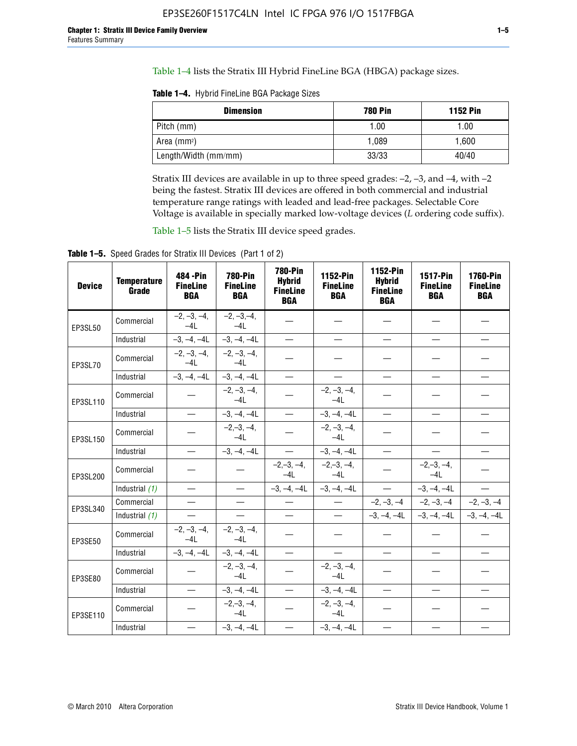Table 1–4 lists the Stratix III Hybrid FineLine BGA (HBGA) package sizes.

**Table 1–4.** Hybrid FineLine BGA Package Sizes

| Dimension | 780 Pin | 1152 Pin |
|---|---|---|
| Pitch (mm) | 1.00 | 1.00 |
| Area (mm²) | 1,089 | 1,600 |
| Length/Width (mm/mm) | 33/33 | 40/40 |

Stratix III devices are available in up to three speed grades: –2, –3, and –4, with –2 being the fastest. Stratix III devices are offered in both commercial and industrial temperature range ratings with leaded and lead-free packages. Selectable Core Voltage is available in specially marked low-voltage devices (*L* ordering code suffix).

Table 1–5 lists the Stratix III device speed grades.

**Table 1–5.** Speed Grades for Stratix III Devices (Part 1 of 2)

| Device | Temperature Grade | 484 -Pin FineLine BGA | 780-Pin FineLine BGA | 780-Pin Hybrid FineLine BGA | 1152-Pin FineLine BGA | 1152-Pin Hybrid FineLine BGA | 1517-Pin FineLine BGA | 1760-Pin FineLine BGA |
|---|---|---|---|---|---|---|---|---|
| EP3SL50 | Commercial | –2, –3, –4, –4L | –2, –3,–4, –4L | — | — | — | — | — |
| | Industrial | –3, –4, –4L | –3, –4, –4L | — | — | — | — | — |
| EP3SL70 | Commercial | –2, –3, –4, –4L | –2, –3, –4, –4L | — | — | — | — | — |
| | Industrial | –3, –4, –4L | –3, –4, –4L | — | — | — | — | — |
| EP3SL110 | Commercial | — | –2, –3, –4, –4L | — | –2, –3, –4, –4L | — | — | — |
| | Industrial | — | –3, –4, –4L | — | –3, –4, –4L | — | — | — |
| EP3SL150 | Commercial | — | –2,–3, –4, –4L | — | –2, –3, –4, –4L | — | — | — |
| | Industrial | — | –3, –4, –4L | — | –3, –4, –4L | — | — | — |
| EP3SL200 | Commercial | — | — | –2,–3, –4, –4L | –2,–3, –4, –4L | — | –2,–3, –4, –4L | — |
| | Industrial *(1)* | — | — | –3, –4, –4L | –3, –4, –4L | — | –3, –4, –4L | — |
| EP3SL340 | Commercial | — | — | — | — | –2, –3, –4 | –2, –3, –4 | –2, –3, –4 |
| | Industrial *(1)* | — | — | — | — | –3, –4, –4L | –3, –4, –4L | –3, –4, –4L |
| EP3SE50 | Commercial | –2, –3, –4, –4L | –2, –3, –4, –4L | — | — | — | — | — |
| | Industrial | –3, –4, –4L | –3, –4, –4L | — | — | — | — | — |
| EP3SE80 | Commercial | — | –2, –3, –4, –4L | — | –2, –3, –4, –4L | — | — | — |
| | Industrial | — | –3, –4, –4L | — | –3, –4, –4L | — | — | — |
| EP3SE110 | Commercial | — | –2,–3, –4, –4L | — | –2, –3, –4, –4L | — | — | — |
| | Industrial | — | –3, –4, –4L | — | –3, –4, –4L | — | — | — |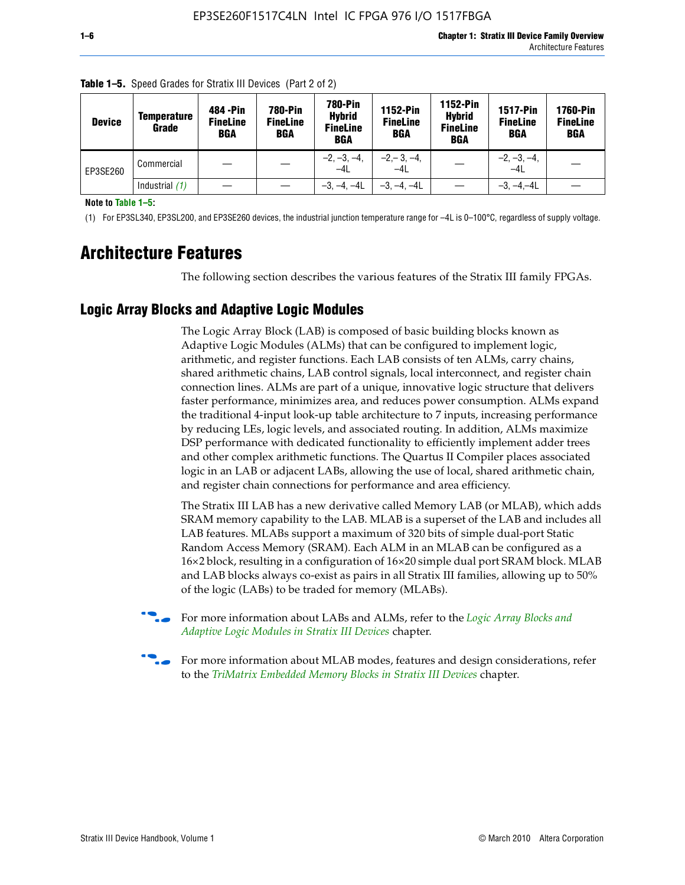**Table 1–5.** Speed Grades for Stratix III Devices (Part 2 of 2)

| Device | Temperature Grade | 484 -Pin FineLine BGA | 780-Pin FineLine BGA | 780-Pin Hybrid FineLine BGA | 1152-Pin FineLine BGA | 1152-Pin Hybrid FineLine BGA | 1517-Pin FineLine BGA | 1760-Pin FineLine BGA |
|---|---|---|---|---|---|---|---|---|
| EP3SE260 | Commercial | — | — | –2, –3, –4, –4L | –2,– 3, –4, –4L | — | –2, –3, –4, –4L | — |
| | Industrial *(1)* | — | — | –3, –4, –4L | –3, –4, –4L | — | –3, –4,–4L | — |

**Note to Table 1–5:**

(1) For EP3SL340, EP3SL200, and EP3SE260 devices, the industrial junction temperature range for –4L is 0–100°C, regardless of supply voltage.

# Architecture Features

The following section describes the various features of the Stratix III family FPGAs.

## Logic Array Blocks and Adaptive Logic Modules

The Logic Array Block (LAB) is composed of basic building blocks known as Adaptive Logic Modules (ALMs) that can be configured to implement logic, arithmetic, and register functions. Each LAB consists of ten ALMs, carry chains, shared arithmetic chains, LAB control signals, local interconnect, and register chain connection lines. ALMs are part of a unique, innovative logic structure that delivers faster performance, minimizes area, and reduces power consumption. ALMs expand the traditional 4-input look-up table architecture to 7 inputs, increasing performance by reducing LEs, logic levels, and associated routing. In addition, ALMs maximize DSP performance with dedicated functionality to efficiently implement adder trees and other complex arithmetic functions. The Quartus II Compiler places associated logic in an LAB or adjacent LABs, allowing the use of local, shared arithmetic chain, and register chain connections for performance and area efficiency.

The Stratix III LAB has a new derivative called Memory LAB (or MLAB), which adds SRAM memory capability to the LAB. MLAB is a superset of the LAB and includes all LAB features. MLABs support a maximum of 320 bits of simple dual-port Static Random Access Memory (SRAM). Each ALM in an MLAB can be configured as a 16×2 block, resulting in a configuration of 16×20 simple dual port SRAM block. MLAB and LAB blocks always co-exist as pairs in all Stratix III families, allowing up to 50% of the logic (LABs) to be traded for memory (MLABs).

For more information about LABs and ALMs, refer to the *Logic Array Blocks and Adaptive Logic Modules in Stratix III Devices* chapter.

For more information about MLAB modes, features and design considerations, refer to the *TriMatrix Embedded Memory Blocks in Stratix III Devices* chapter.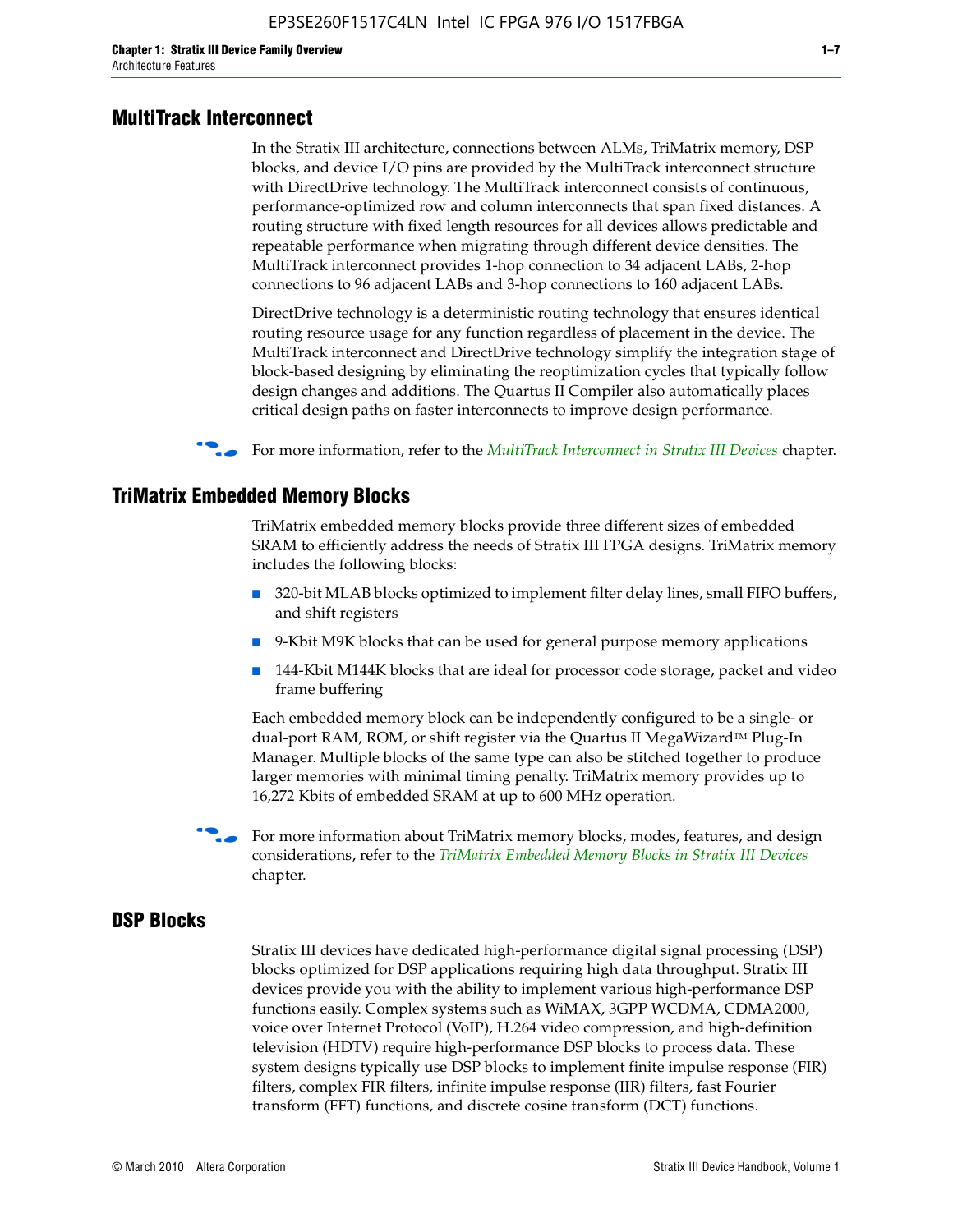## MultiTrack Interconnect

In the Stratix III architecture, connections between ALMs, TriMatrix memory, DSP blocks, and device I/O pins are provided by the MultiTrack interconnect structure with DirectDrive technology. The MultiTrack interconnect consists of continuous, performance-optimized row and column interconnects that span fixed distances. A routing structure with fixed length resources for all devices allows predictable and repeatable performance when migrating through different device densities. The MultiTrack interconnect provides 1-hop connection to 34 adjacent LABs, 2-hop connections to 96 adjacent LABs and 3-hop connections to 160 adjacent LABs.

DirectDrive technology is a deterministic routing technology that ensures identical routing resource usage for any function regardless of placement in the device. The MultiTrack interconnect and DirectDrive technology simplify the integration stage of block-based designing by eliminating the reoptimization cycles that typically follow design changes and additions. The Quartus II Compiler also automatically places critical design paths on faster interconnects to improve design performance.

For more information, refer to the *MultiTrack Interconnect in Stratix III Devices* chapter.

## TriMatrix Embedded Memory Blocks

TriMatrix embedded memory blocks provide three different sizes of embedded SRAM to efficiently address the needs of Stratix III FPGA designs. TriMatrix memory includes the following blocks:

- 320-bit MLAB blocks optimized to implement filter delay lines, small FIFO buffers, and shift registers
- 9-Kbit M9K blocks that can be used for general purpose memory applications
- 144-Kbit M144K blocks that are ideal for processor code storage, packet and video frame buffering

Each embedded memory block can be independently configured to be a single- or dual-port RAM, ROM, or shift register via the Quartus II MegaWizard™ Plug-In Manager. Multiple blocks of the same type can also be stitched together to produce larger memories with minimal timing penalty. TriMatrix memory provides up to 16,272 Kbits of embedded SRAM at up to 600 MHz operation.

For more information about TriMatrix memory blocks, modes, features, and design considerations, refer to the *TriMatrix Embedded Memory Blocks in Stratix III Devices* chapter.

## DSP Blocks

Stratix III devices have dedicated high-performance digital signal processing (DSP) blocks optimized for DSP applications requiring high data throughput. Stratix III devices provide you with the ability to implement various high-performance DSP functions easily. Complex systems such as WiMAX, 3GPP WCDMA, CDMA2000, voice over Internet Protocol (VoIP), H.264 video compression, and high-definition television (HDTV) require high-performance DSP blocks to process data. These system designs typically use DSP blocks to implement finite impulse response (FIR) filters, complex FIR filters, infinite impulse response (IIR) filters, fast Fourier transform (FFT) functions, and discrete cosine transform (DCT) functions.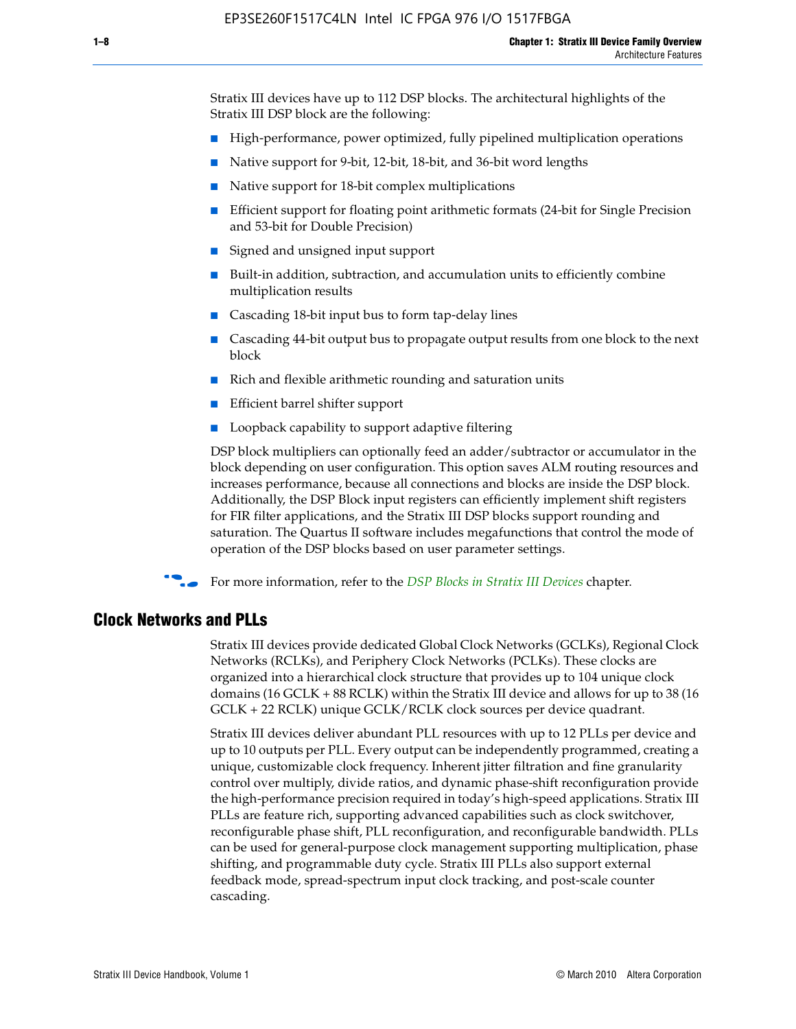Stratix III devices have up to 112 DSP blocks. The architectural highlights of the Stratix III DSP block are the following:

- High-performance, power optimized, fully pipelined multiplication operations
- Native support for 9-bit, 12-bit, 18-bit, and 36-bit word lengths
- Native support for 18-bit complex multiplications
- Efficient support for floating point arithmetic formats (24-bit for Single Precision and 53-bit for Double Precision)
- Signed and unsigned input support
- Built-in addition, subtraction, and accumulation units to efficiently combine multiplication results
- Cascading 18-bit input bus to form tap-delay lines
- Cascading 44-bit output bus to propagate output results from one block to the next block
- Rich and flexible arithmetic rounding and saturation units
- Efficient barrel shifter support
- Loopback capability to support adaptive filtering

DSP block multipliers can optionally feed an adder/subtractor or accumulator in the block depending on user configuration. This option saves ALM routing resources and increases performance, because all connections and blocks are inside the DSP block. Additionally, the DSP Block input registers can efficiently implement shift registers for FIR filter applications, and the Stratix III DSP blocks support rounding and saturation. The Quartus II software includes megafunctions that control the mode of operation of the DSP blocks based on user parameter settings.

For more information, refer to the *DSP Blocks in Stratix III Devices* chapter.

## Clock Networks and PLLs

Stratix III devices provide dedicated Global Clock Networks (GCLKs), Regional Clock Networks (RCLKs), and Periphery Clock Networks (PCLKs). These clocks are organized into a hierarchical clock structure that provides up to 104 unique clock domains (16 GCLK + 88 RCLK) within the Stratix III device and allows for up to 38 (16 GCLK + 22 RCLK) unique GCLK/RCLK clock sources per device quadrant.

Stratix III devices deliver abundant PLL resources with up to 12 PLLs per device and up to 10 outputs per PLL. Every output can be independently programmed, creating a unique, customizable clock frequency. Inherent jitter filtration and fine granularity control over multiply, divide ratios, and dynamic phase-shift reconfiguration provide the high-performance precision required in today's high-speed applications. Stratix III PLLs are feature rich, supporting advanced capabilities such as clock switchover, reconfigurable phase shift, PLL reconfiguration, and reconfigurable bandwidth. PLLs can be used for general-purpose clock management supporting multiplication, phase shifting, and programmable duty cycle. Stratix III PLLs also support external feedback mode, spread-spectrum input clock tracking, and post-scale counter cascading.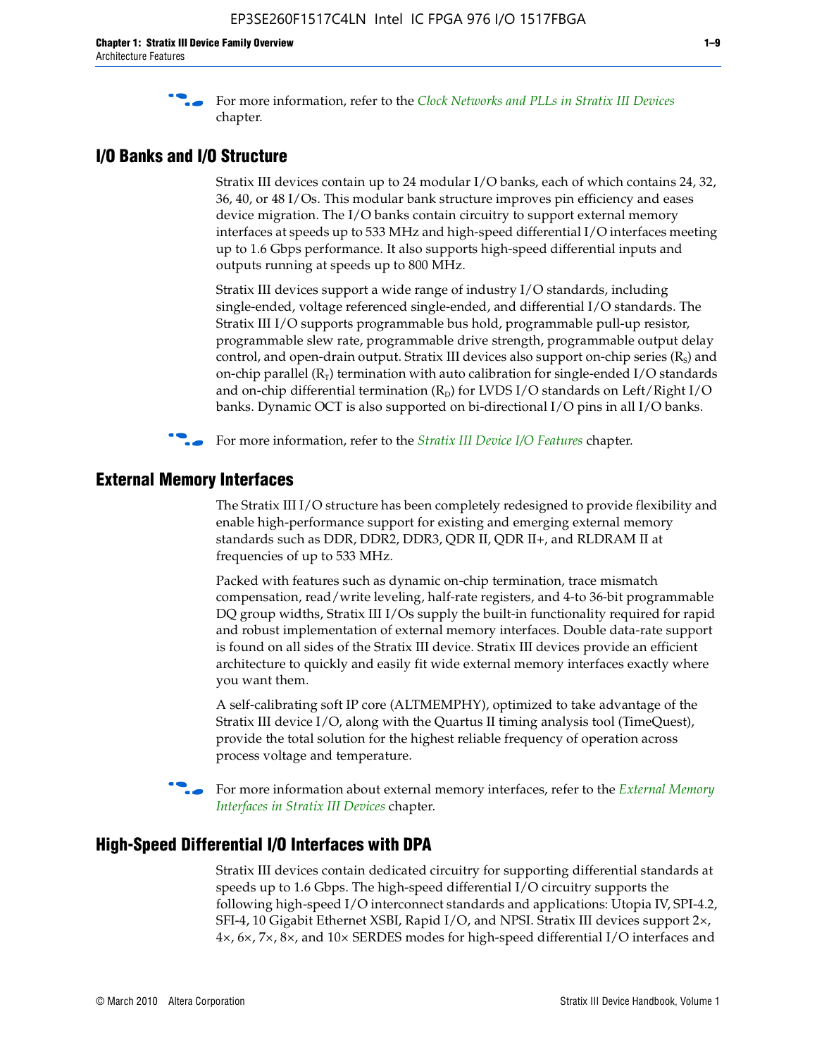For more information, refer to the *Clock Networks and PLLs in Stratix III Devices* chapter.

## I/O Banks and I/O Structure

Stratix III devices contain up to 24 modular I/O banks, each of which contains 24, 32, 36, 40, or 48 I/Os. This modular bank structure improves pin efficiency and eases device migration. The I/O banks contain circuitry to support external memory interfaces at speeds up to 533 MHz and high-speed differential I/O interfaces meeting up to 1.6 Gbps performance. It also supports high-speed differential inputs and outputs running at speeds up to 800 MHz.

Stratix III devices support a wide range of industry I/O standards, including single-ended, voltage referenced single-ended, and differential I/O standards. The Stratix III I/O supports programmable bus hold, programmable pull-up resistor, programmable slew rate, programmable drive strength, programmable output delay control, and open-drain output. Stratix III devices also support on-chip series ($R_S$) and on-chip parallel ($R_T$) termination with auto calibration for single-ended I/O standards and on-chip differential termination ($R_D$) for LVDS I/O standards on Left/Right I/O banks. Dynamic OCT is also supported on bi-directional I/O pins in all I/O banks.

For more information, refer to the *Stratix III Device I/O Features* chapter.

## External Memory Interfaces

The Stratix III I/O structure has been completely redesigned to provide flexibility and enable high-performance support for existing and emerging external memory standards such as DDR, DDR2, DDR3, QDR II, QDR II+, and RLDRAM II at frequencies of up to 533 MHz.

Packed with features such as dynamic on-chip termination, trace mismatch compensation, read/write leveling, half-rate registers, and 4-to 36-bit programmable DQ group widths, Stratix III I/Os supply the built-in functionality required for rapid and robust implementation of external memory interfaces. Double data-rate support is found on all sides of the Stratix III device. Stratix III devices provide an efficient architecture to quickly and easily fit wide external memory interfaces exactly where you want them.

A self-calibrating soft IP core (ALTMEMPHY), optimized to take advantage of the Stratix III device I/O, along with the Quartus II timing analysis tool (TimeQuest), provide the total solution for the highest reliable frequency of operation across process voltage and temperature.

For more information about external memory interfaces, refer to the *External Memory Interfaces in Stratix III Devices* chapter.

## High-Speed Differential I/O Interfaces with DPA

Stratix III devices contain dedicated circuitry for supporting differential standards at speeds up to 1.6 Gbps. The high-speed differential I/O circuitry supports the following high-speed I/O interconnect standards and applications: Utopia IV, SPI-4.2, SFI-4, 10 Gigabit Ethernet XSBI, Rapid I/O, and NPSI. Stratix III devices support 2×, 4×, 6×, 7×, 8×, and 10× SERDES modes for high-speed differential I/O interfaces and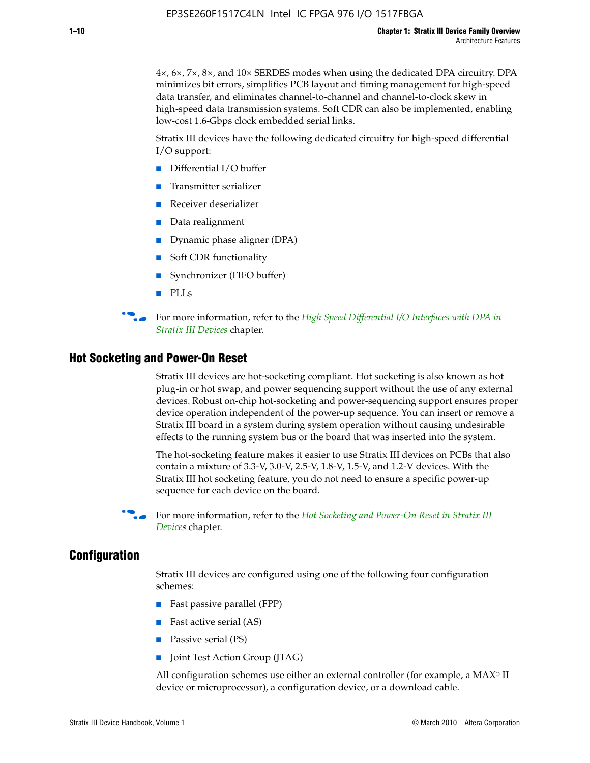4×, 6×, 7×, 8×, and 10× SERDES modes when using the dedicated DPA circuitry. DPA minimizes bit errors, simplifies PCB layout and timing management for high-speed data transfer, and eliminates channel-to-channel and channel-to-clock skew in high-speed data transmission systems. Soft CDR can also be implemented, enabling low-cost 1.6-Gbps clock embedded serial links.

Stratix III devices have the following dedicated circuitry for high-speed differential I/O support:

- Differential I/O buffer
- Transmitter serializer
- Receiver deserializer
- Data realignment
- Dynamic phase aligner (DPA)
- Soft CDR functionality
- Synchronizer (FIFO buffer)
- PLLs

For more information, refer to the *High Speed Differential I/O Interfaces with DPA in Stratix III Devices* chapter.

## Hot Socketing and Power-On Reset

Stratix III devices are hot-socketing compliant. Hot socketing is also known as hot plug-in or hot swap, and power sequencing support without the use of any external devices. Robust on-chip hot-socketing and power-sequencing support ensures proper device operation independent of the power-up sequence. You can insert or remove a Stratix III board in a system during system operation without causing undesirable effects to the running system bus or the board that was inserted into the system.

The hot-socketing feature makes it easier to use Stratix III devices on PCBs that also contain a mixture of 3.3-V, 3.0-V, 2.5-V, 1.8-V, 1.5-V, and 1.2-V devices. With the Stratix III hot socketing feature, you do not need to ensure a specific power-up sequence for each device on the board.

For more information, refer to the *Hot Socketing and Power-On Reset in Stratix III Devices* chapter.

## Configuration

Stratix III devices are configured using one of the following four configuration schemes:

- Fast passive parallel (FPP)
- Fast active serial (AS)
- Passive serial (PS)
- Joint Test Action Group (JTAG)

All configuration schemes use either an external controller (for example, a MAX® II device or microprocessor), a configuration device, or a download cable.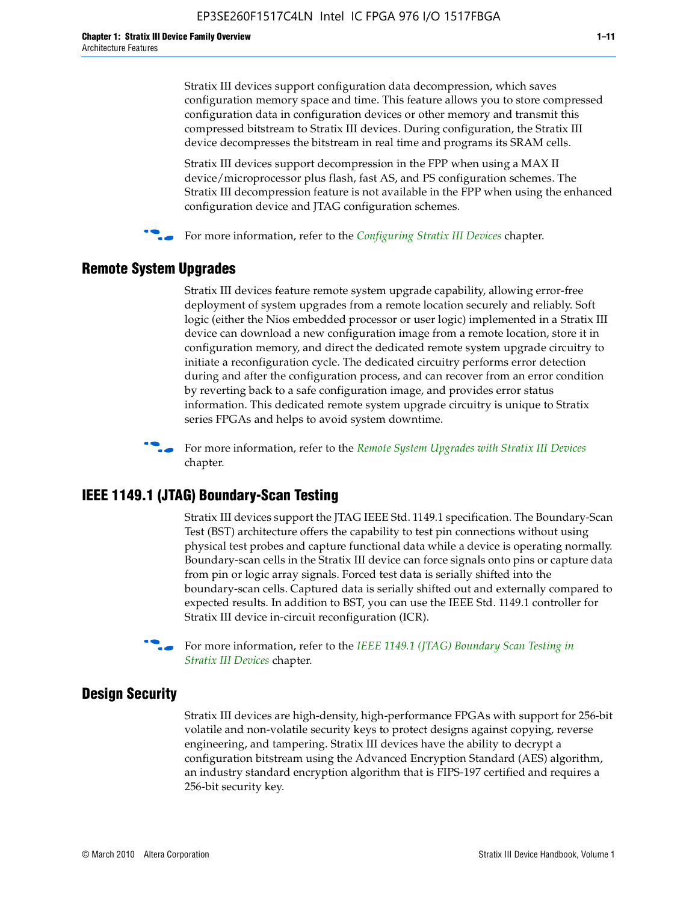Stratix III devices support configuration data decompression, which saves configuration memory space and time. This feature allows you to store compressed configuration data in configuration devices or other memory and transmit this compressed bitstream to Stratix III devices. During configuration, the Stratix III device decompresses the bitstream in real time and programs its SRAM cells.

Stratix III devices support decompression in the FPP when using a MAX II device/microprocessor plus flash, fast AS, and PS configuration schemes. The Stratix III decompression feature is not available in the FPP when using the enhanced configuration device and JTAG configuration schemes.

For more information, refer to the *Configuring Stratix III Devices* chapter.

## Remote System Upgrades

Stratix III devices feature remote system upgrade capability, allowing error-free deployment of system upgrades from a remote location securely and reliably. Soft logic (either the Nios embedded processor or user logic) implemented in a Stratix III device can download a new configuration image from a remote location, store it in configuration memory, and direct the dedicated remote system upgrade circuitry to initiate a reconfiguration cycle. The dedicated circuitry performs error detection during and after the configuration process, and can recover from an error condition by reverting back to a safe configuration image, and provides error status information. This dedicated remote system upgrade circuitry is unique to Stratix series FPGAs and helps to avoid system downtime.

For more information, refer to the *Remote System Upgrades with Stratix III Devices* chapter.

## IEEE 1149.1 (JTAG) Boundary-Scan Testing

Stratix III devices support the JTAG IEEE Std. 1149.1 specification. The Boundary-Scan Test (BST) architecture offers the capability to test pin connections without using physical test probes and capture functional data while a device is operating normally. Boundary-scan cells in the Stratix III device can force signals onto pins or capture data from pin or logic array signals. Forced test data is serially shifted into the boundary-scan cells. Captured data is serially shifted out and externally compared to expected results. In addition to BST, you can use the IEEE Std. 1149.1 controller for Stratix III device in-circuit reconfiguration (ICR).

For more information, refer to the *IEEE 1149.1 (JTAG) Boundary Scan Testing in Stratix III Devices* chapter.

## Design Security

Stratix III devices are high-density, high-performance FPGAs with support for 256-bit volatile and non-volatile security keys to protect designs against copying, reverse engineering, and tampering. Stratix III devices have the ability to decrypt a configuration bitstream using the Advanced Encryption Standard (AES) algorithm, an industry standard encryption algorithm that is FIPS-197 certified and requires a 256-bit security key.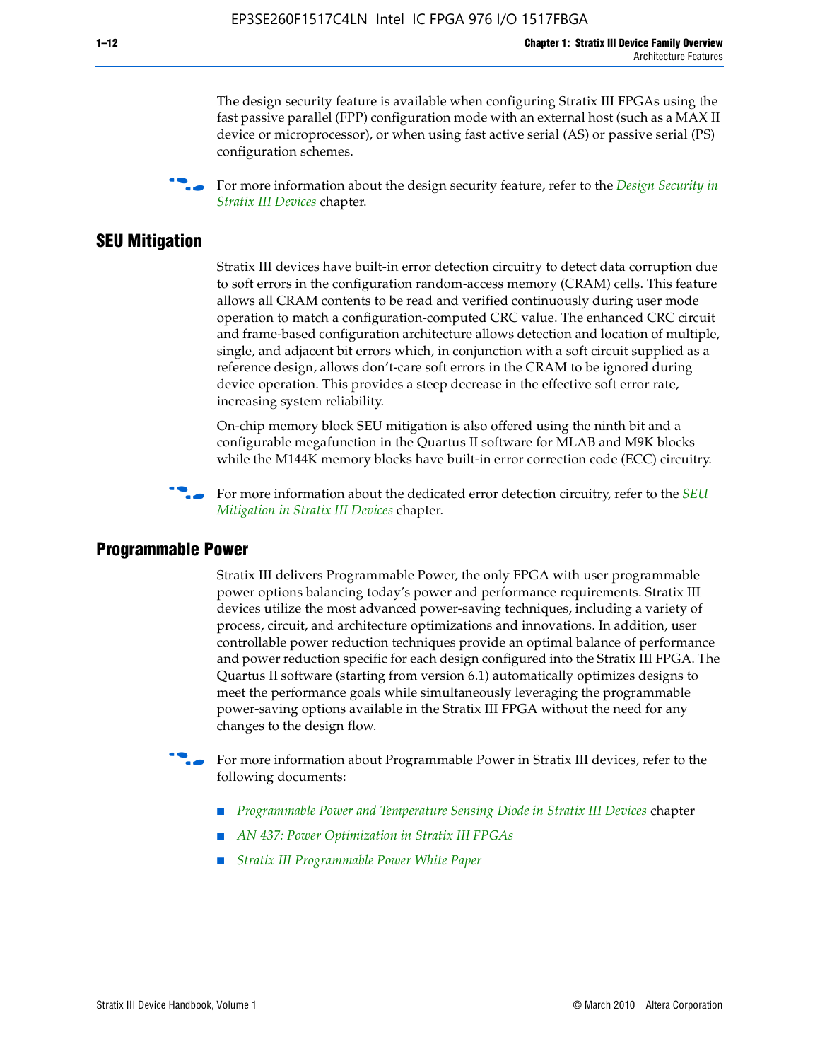The design security feature is available when configuring Stratix III FPGAs using the fast passive parallel (FPP) configuration mode with an external host (such as a MAX II device or microprocessor), or when using fast active serial (AS) or passive serial (PS) configuration schemes.

For more information about the design security feature, refer to the *Design Security in Stratix III Devices* chapter.

## SEU Mitigation

Stratix III devices have built-in error detection circuitry to detect data corruption due to soft errors in the configuration random-access memory (CRAM) cells. This feature allows all CRAM contents to be read and verified continuously during user mode operation to match a configuration-computed CRC value. The enhanced CRC circuit and frame-based configuration architecture allows detection and location of multiple, single, and adjacent bit errors which, in conjunction with a soft circuit supplied as a reference design, allows don't-care soft errors in the CRAM to be ignored during device operation. This provides a steep decrease in the effective soft error rate, increasing system reliability.

On-chip memory block SEU mitigation is also offered using the ninth bit and a configurable megafunction in the Quartus II software for MLAB and M9K blocks while the M144K memory blocks have built-in error correction code (ECC) circuitry.

For more information about the dedicated error detection circuitry, refer to the *SEU Mitigation in Stratix III Devices* chapter.

## Programmable Power

Stratix III delivers Programmable Power, the only FPGA with user programmable power options balancing today's power and performance requirements. Stratix III devices utilize the most advanced power-saving techniques, including a variety of process, circuit, and architecture optimizations and innovations. In addition, user controllable power reduction techniques provide an optimal balance of performance and power reduction specific for each design configured into the Stratix III FPGA. The Quartus II software (starting from version 6.1) automatically optimizes designs to meet the performance goals while simultaneously leveraging the programmable power-saving options available in the Stratix III FPGA without the need for any changes to the design flow.

For more information about Programmable Power in Stratix III devices, refer to the following documents:

- *Programmable Power and Temperature Sensing Diode in Stratix III Devices* chapter
- *AN 437: Power Optimization in Stratix III FPGAs*
- *Stratix III Programmable Power White Paper*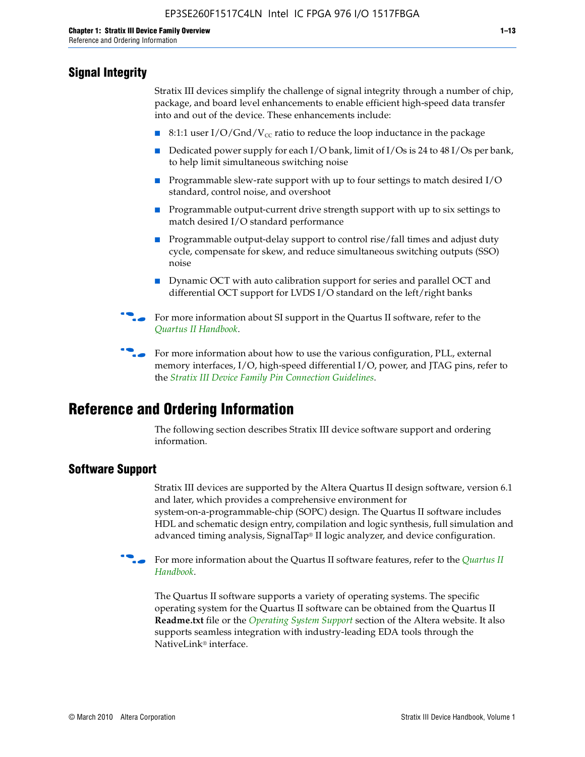## Signal Integrity

Stratix III devices simplify the challenge of signal integrity through a number of chip, package, and board level enhancements to enable efficient high-speed data transfer into and out of the device. These enhancements include:

- 8:1:1 user I/O/Gnd/$V_{CC}$ ratio to reduce the loop inductance in the package
- Dedicated power supply for each I/O bank, limit of I/Os is 24 to 48 I/Os per bank, to help limit simultaneous switching noise
- Programmable slew-rate support with up to four settings to match desired I/O standard, control noise, and overshoot
- Programmable output-current drive strength support with up to six settings to match desired I/O standard performance
- Programmable output-delay support to control rise/fall times and adjust duty cycle, compensate for skew, and reduce simultaneous switching outputs (SSO) noise
- Dynamic OCT with auto calibration support for series and parallel OCT and differential OCT support for LVDS I/O standard on the left/right banks

For more information about SI support in the Quartus II software, refer to the *Quartus II Handbook*.

For more information about how to use the various configuration, PLL, external memory interfaces, I/O, high-speed differential I/O, power, and JTAG pins, refer to the *Stratix III Device Family Pin Connection Guidelines*.

# Reference and Ordering Information

The following section describes Stratix III device software support and ordering information.

## Software Support

Stratix III devices are supported by the Altera Quartus II design software, version 6.1 and later, which provides a comprehensive environment for system-on-a-programmable-chip (SOPC) design. The Quartus II software includes HDL and schematic design entry, compilation and logic synthesis, full simulation and advanced timing analysis, SignalTap® II logic analyzer, and device configuration.

For more information about the Quartus II software features, refer to the *Quartus II Handbook*.

The Quartus II software supports a variety of operating systems. The specific operating system for the Quartus II software can be obtained from the Quartus II **Readme.txt** file or the *Operating System Support* section of the Altera website. It also supports seamless integration with industry-leading EDA tools through the NativeLink® interface.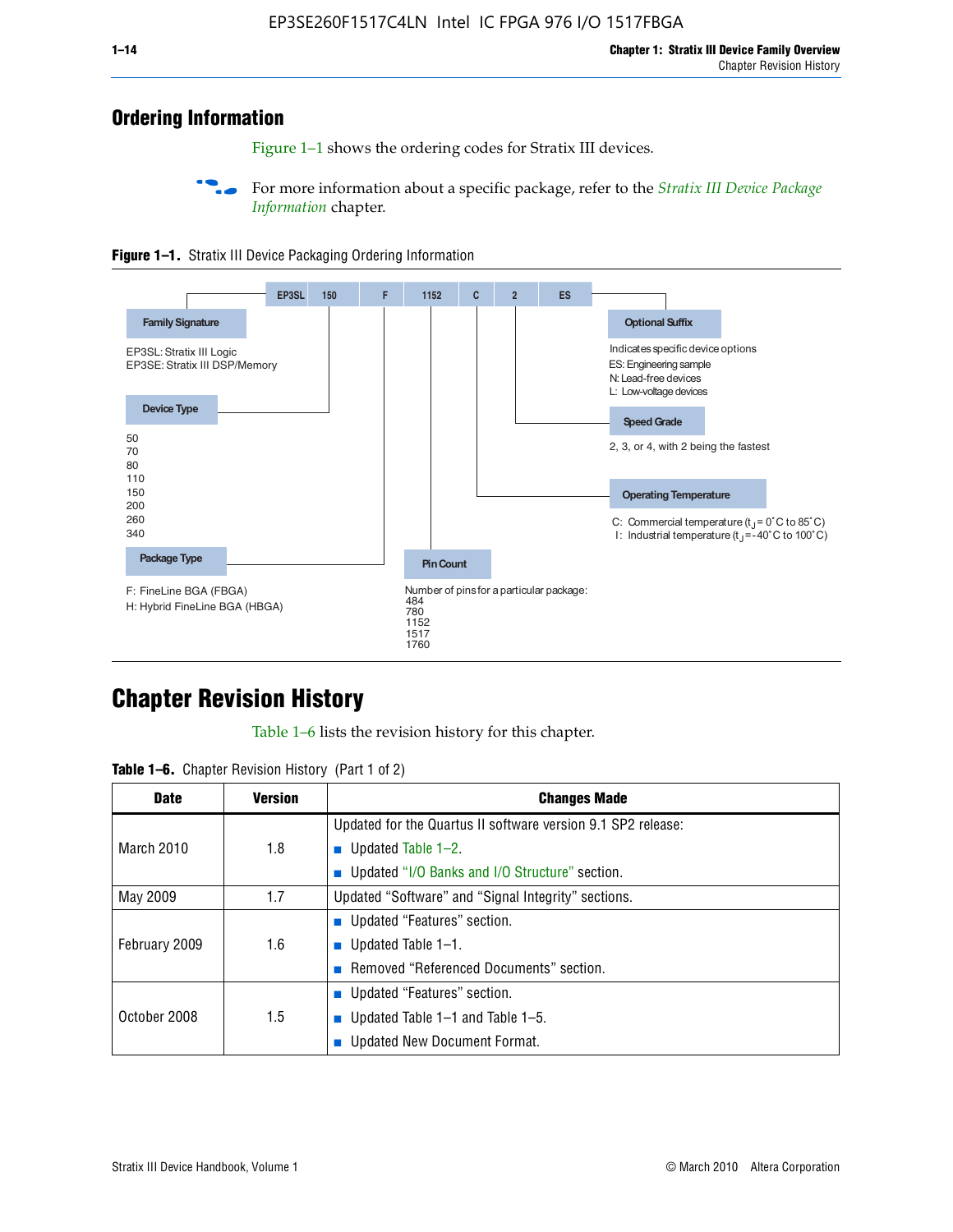## Ordering Information

Figure 1–1 shows the ordering codes for Stratix III devices.

For more information about a specific package, refer to the *Stratix III Device Package Information* chapter.

**Figure 1–1.** Stratix III Device Packaging Ordering Information

EP3SL 150 F 1152 C 2 ES

**Family Signature**

EP3SL: Stratix III Logic
EP3SE: Stratix III DSP/Memory

**Device Type**

50
70
80
110
150
200
260
340

**Package Type**

F: FineLine BGA (FBGA)
H: Hybrid FineLine BGA (HBGA)

**Pin Count**

Number of pins for a particular package:
484
780
1152
1517
1760

**Operating Temperature**

C: Commercial temperature ($t_J$ = 0°C to 85°C)
I: Industrial temperature ($t_J$ = -40°C to 100°C)

**Speed Grade**

2, 3, or 4, with 2 being the fastest

**Optional Suffix**

Indicates specific device options
ES: Engineering sample
N: Lead-free devices
L: Low-voltage devices

## Chapter Revision History

Table 1–6 lists the revision history for this chapter.

**Table 1–6.** Chapter Revision History (Part 1 of 2)

| Date | Version | Changes Made |
|---|---|---|
| March 2010 | 1.8 | Updated for the Quartus II software version 9.1 SP2 release:<br>■ Updated Table 1–2.<br>■ Updated "I/O Banks and I/O Structure" section. |
| May 2009 | 1.7 | Updated "Software" and "Signal Integrity" sections. |
| February 2009 | 1.6 | ■ Updated "Features" section.<br>■ Updated Table 1–1.<br>■ Removed "Referenced Documents" section. |
| October 2008 | 1.5 | ■ Updated "Features" section.<br>■ Updated Table 1–1 and Table 1–5.<br>■ Updated New Document Format. |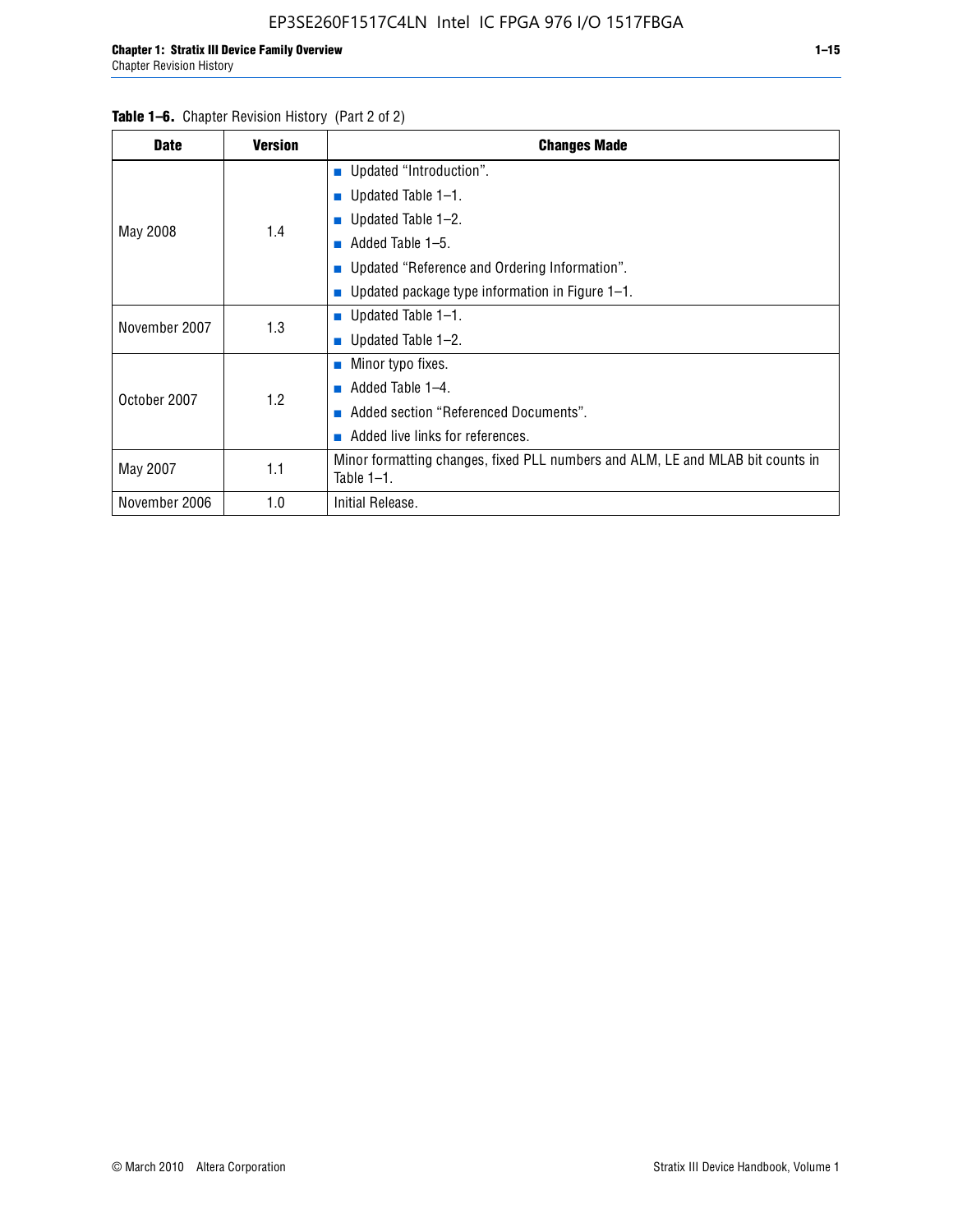**Table 1–6.** Chapter Revision History (Part 2 of 2)

| Date | Version | Changes Made |
|---|---|---|
| May 2008 | 1.4 | ■ Updated "Introduction". ■ Updated Table 1–1. ■ Updated Table 1–2. ■ Added Table 1–5. ■ Updated "Reference and Ordering Information". ■ Updated package type information in Figure 1–1. |
| November 2007 | 1.3 | ■ Updated Table 1–1. ■ Updated Table 1–2. |
| October 2007 | 1.2 | ■ Minor typo fixes. ■ Added Table 1–4. ■ Added section "Referenced Documents". ■ Added live links for references. |
| May 2007 | 1.1 | Minor formatting changes, fixed PLL numbers and ALM, LE and MLAB bit counts in Table 1–1. |
| November 2006 | 1.0 | Initial Release. |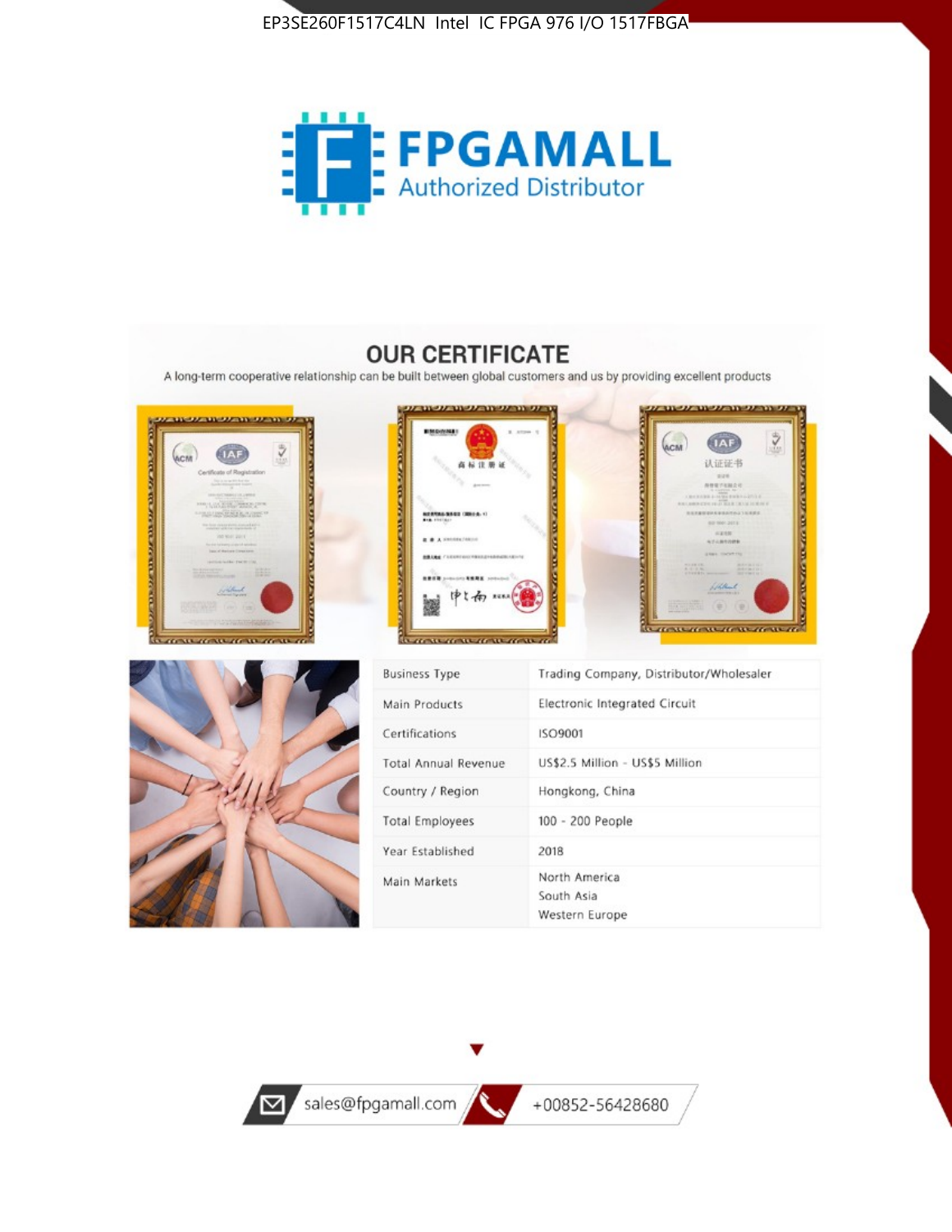FPGAMALL

Authorized Distributor

## OUR CERTIFICATE

A long-term cooperative relationship can be built between global customers and us by providing excellent products

| | |
|---|---|
| Business Type | Trading Company, Distributor/Wholesaler |
| Main Products | Electronic Integrated Circuit |
| Certifications | ISO9001 |
| Total Annual Revenue | US$2.5 Million - US$5 Million |
| Country / Region | Hongkong, China |
| Total Employees | 100 - 200 People |
| Year Established | 2018 |
| Main Markets | North America<br>South Asia<br>Western Europe |

sales@fpgamall.com

+00852-56428680